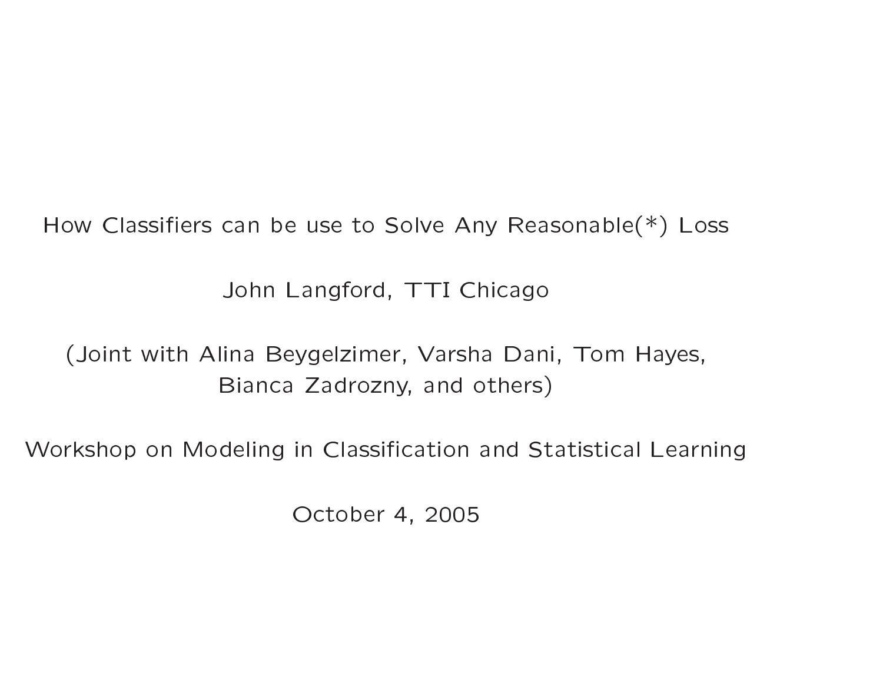# How Classifiers can be use to Solve Any Reasonable(*) Loss

John Langford, TTI Chicago

(Joint with Alina Beygelzimer, Varsha Dani, Tom Hayes, Bianca Zadrozny, and others)

Workshop on Modeling in Classification and Statistical Learning

October 4, 2005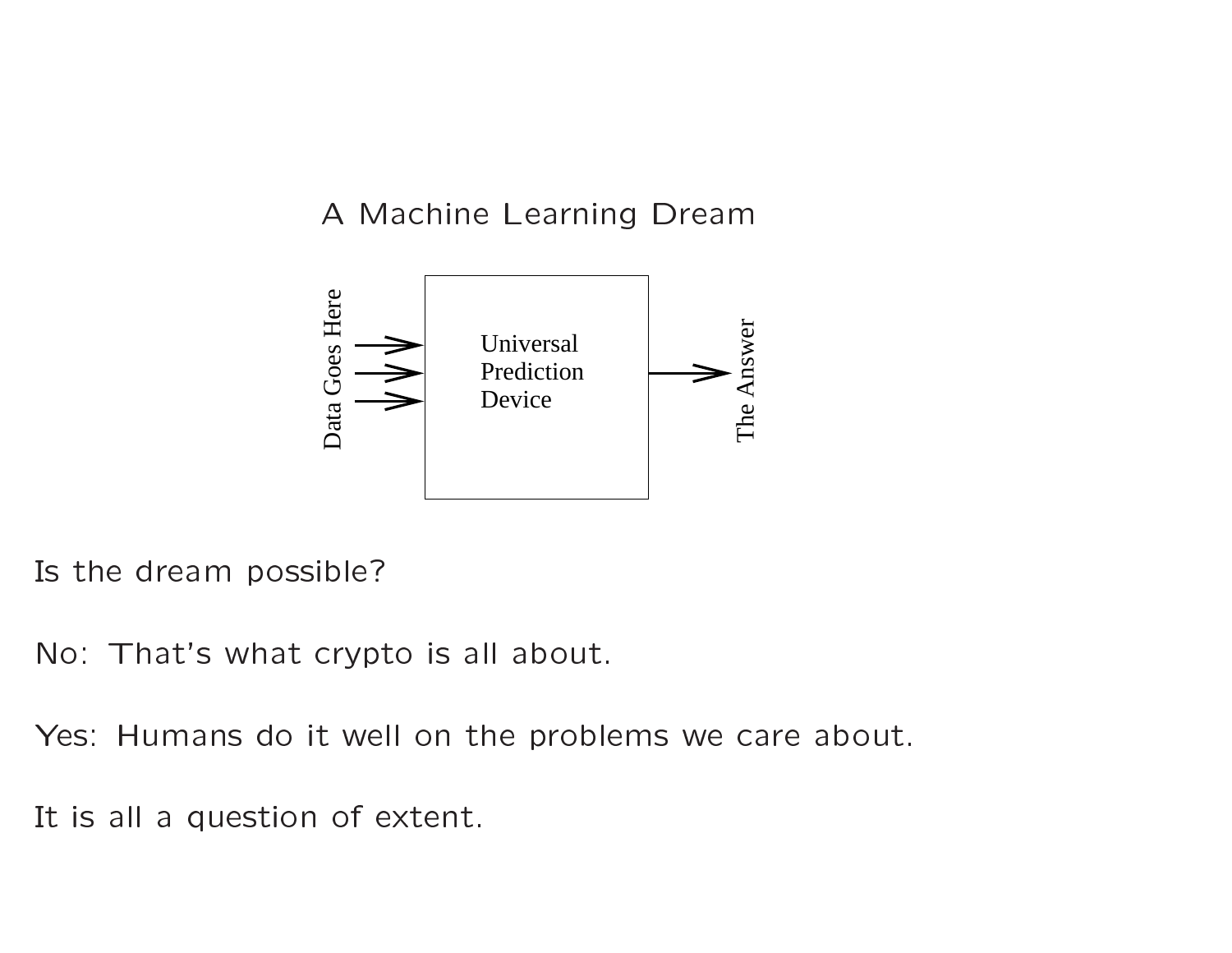## A Machine Learning Dream

Data Goes Here → Universal Prediction Device → The Answer

Is the dream possible?

No: That's what crypto is all about.

Yes: Humans do it well on the problems we care about.

It is all a question of extent.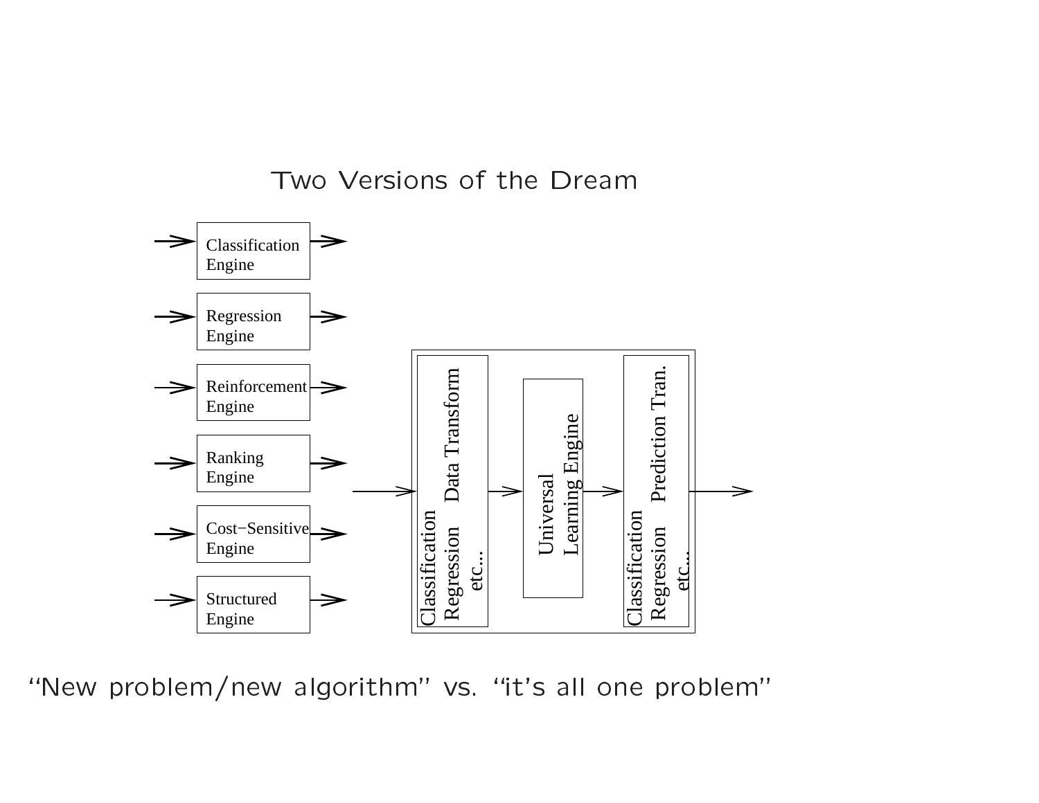# Two Versions of the Dream

Classification Engine

Regression Engine

Reinforcement Engine

Ranking Engine

Cost−Sensitive Engine

Structured Engine

Classification Regression etc... Data Transform

Universal Learning Engine

Classification Regression etc... Prediction Tran.

"New problem/new algorithm" vs. "it's all one problem"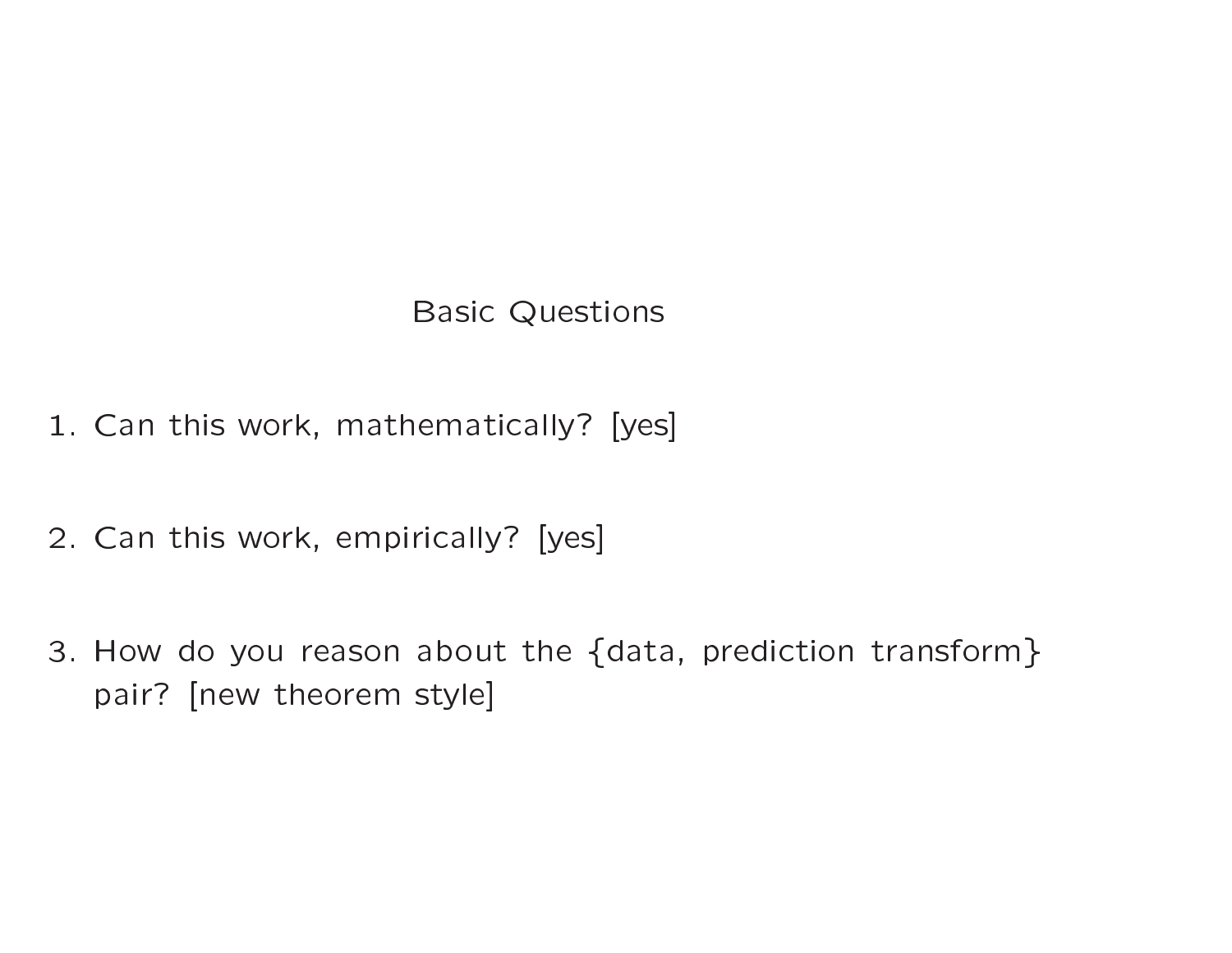## Basic Questions

1. Can this work, mathematically? [yes]

2. Can this work, empirically? [yes]

3. How do you reason about the {data, prediction transform} pair? [new theorem style]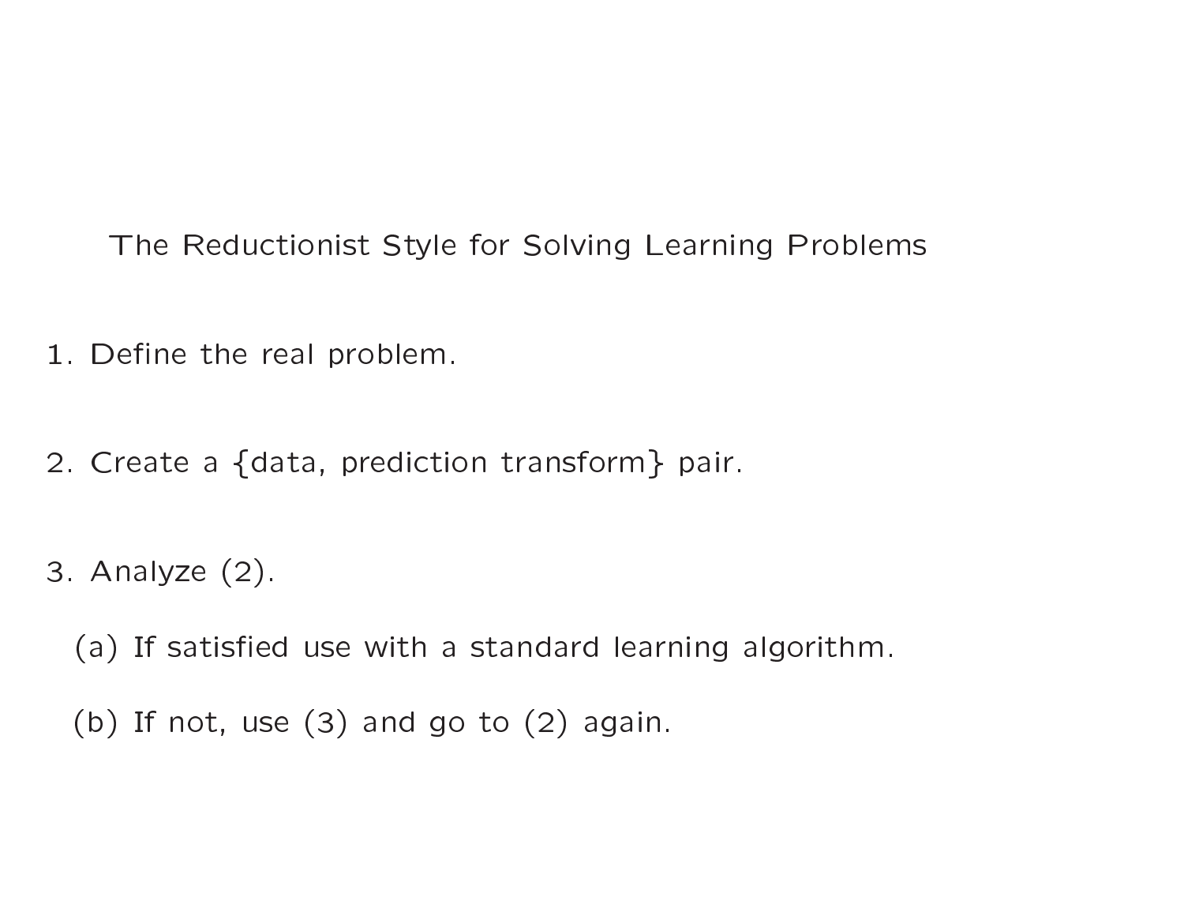# The Reductionist Style for Solving Learning Problems

1. Define the real problem.
2. Create a {data, prediction transform} pair.
3. Analyze (2).
   (a) If satisfied use with a standard learning algorithm.
   (b) If not, use (3) and go to (2) again.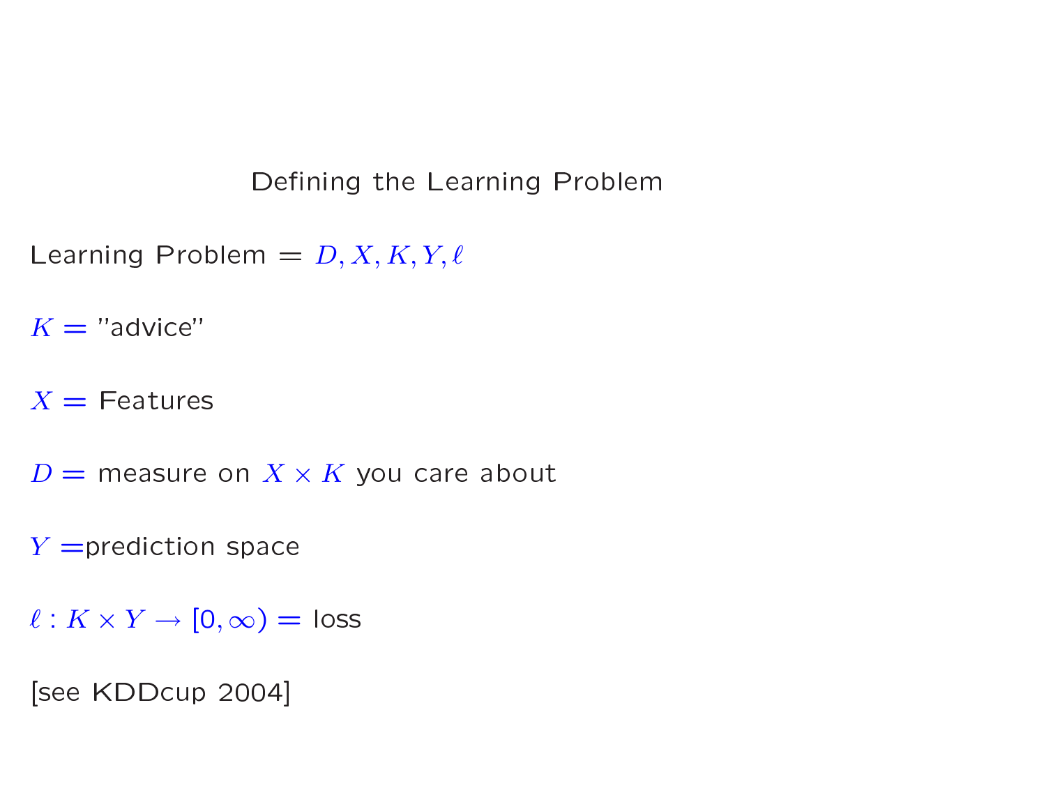# Defining the Learning Problem

Learning Problem = $D, X, K, Y, \ell$

$K =$ "advice"

$X =$ Features

$D =$ measure on $X \times K$ you care about

$Y =$prediction space

$\ell : K \times Y \rightarrow [0, \infty) =$ loss

[see KDDcup 2004]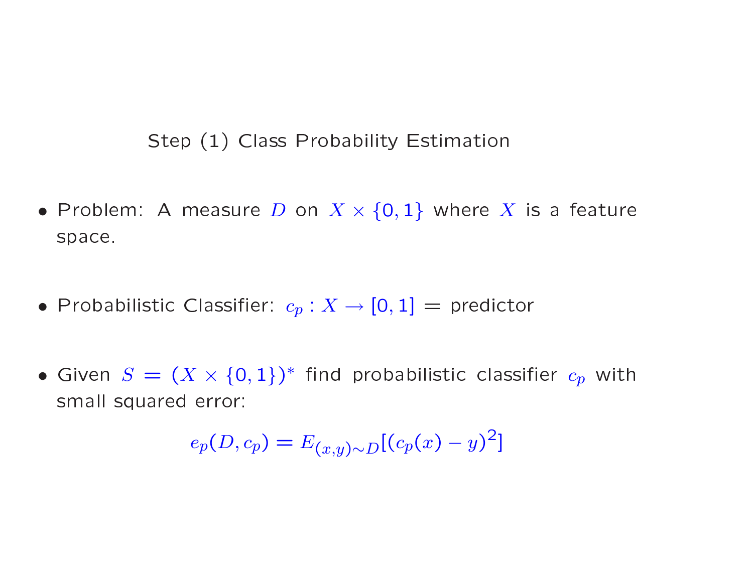## Step (1) Class Probability Estimation

- Problem: A measure $D$ on $X \times \{0, 1\}$ where $X$ is a feature space.

- Probabilistic Classifier: $c_p : X \rightarrow [0, 1]$ = predictor

- Given $S = (X \times \{0, 1\})^*$ find probabilistic classifier $c_p$ with small squared error:

$$e_p(D, c_p) = E_{(x,y) \sim D}[(c_p(x) - y)^2]$$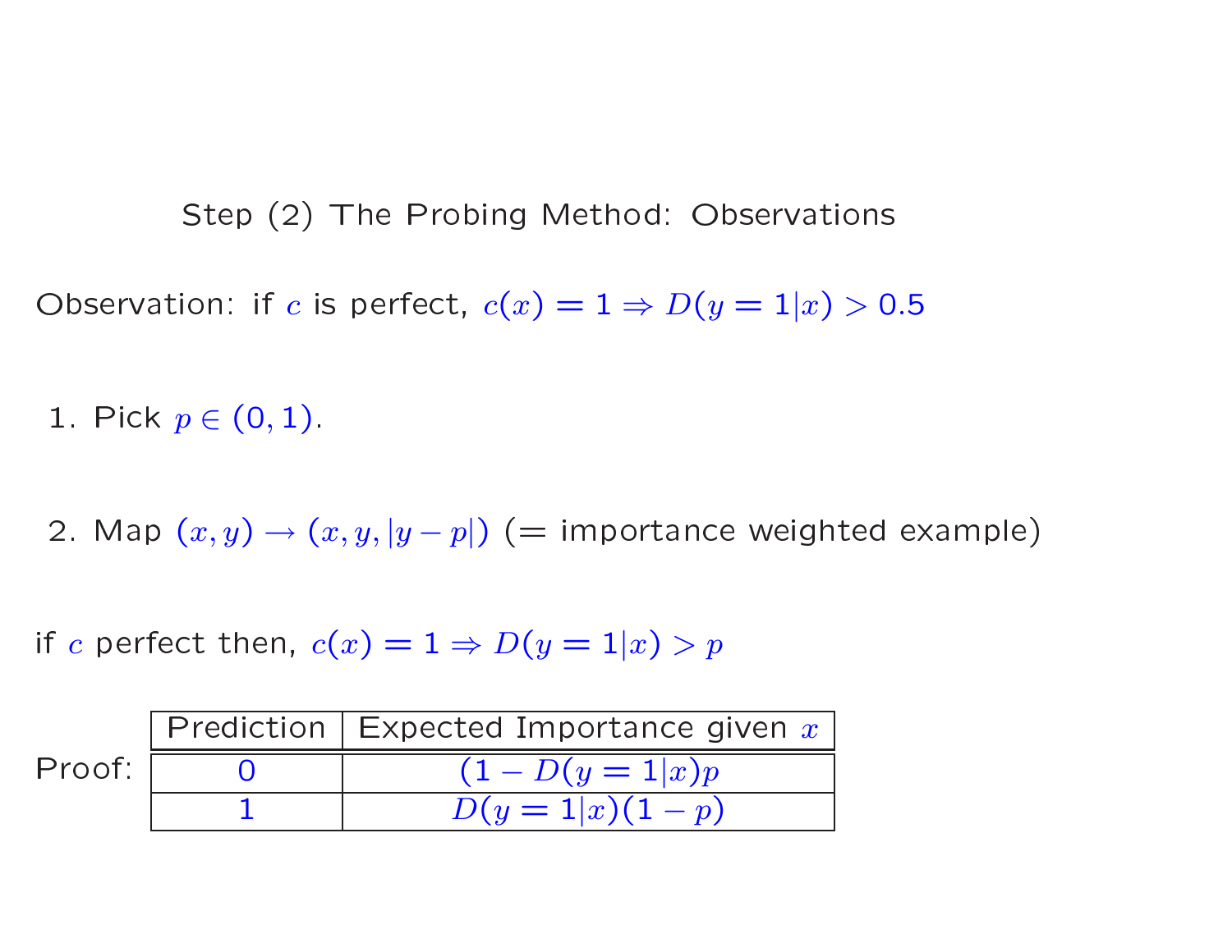## Step (2) The Probing Method: Observations

Observation: if $c$ is perfect, $c(x) = 1 \Rightarrow D(y = 1|x) > 0.5$

1. Pick $p \in (0, 1)$.

2. Map $(x, y) \rightarrow (x, y, |y - p|)$ (= importance weighted example)

if $c$ perfect then, $c(x) = 1 \Rightarrow D(y = 1|x) > p$

Proof:

| Prediction | Expected Importance given $x$ |
|---|---|
| 0 | $(1 - D(y = 1|x)p$ |
| 1 | $D(y = 1|x)(1 - p)$ |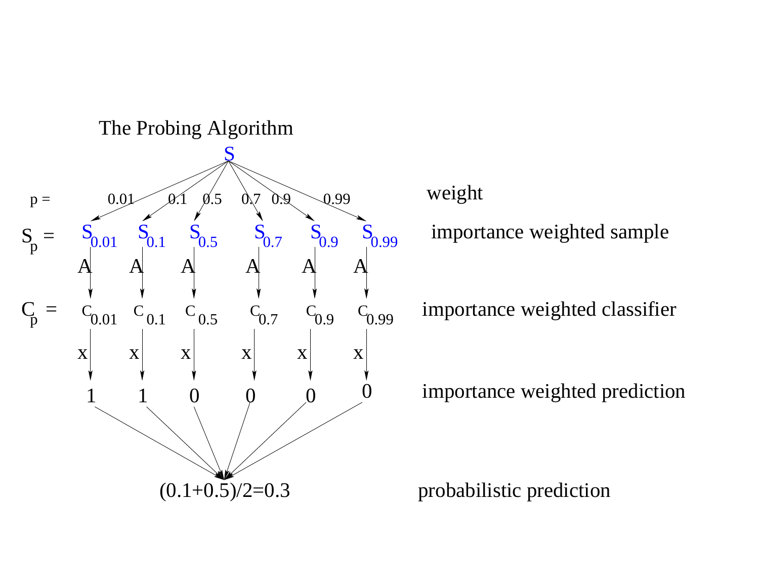# The Probing Algorithm

$S$

| | | | | | | | |
|---|---|---|---|---|---|---|---|
| $p =$ | 0.01 | 0.1 | 0.5 | 0.7 | 0.9 | 0.99 | weight |
| $S_p =$ | $S_{0.01}$ | $S_{0.1}$ | $S_{0.5}$ | $S_{0.7}$ | $S_{0.9}$ | $S_{0.99}$ | importance weighted sample |
| | A | A | A | A | A | A | |
| $C_p =$ | $C_{0.01}$ | $C_{0.1}$ | $C_{0.5}$ | $C_{0.7}$ | $C_{0.9}$ | $C_{0.99}$ | importance weighted classifier |
| | x | x | x | x | x | x | |
| | 1 | 1 | 0 | 0 | 0 | 0 | importance weighted prediction |

$(0.1+0.5)/2=0.3$ — probabilistic prediction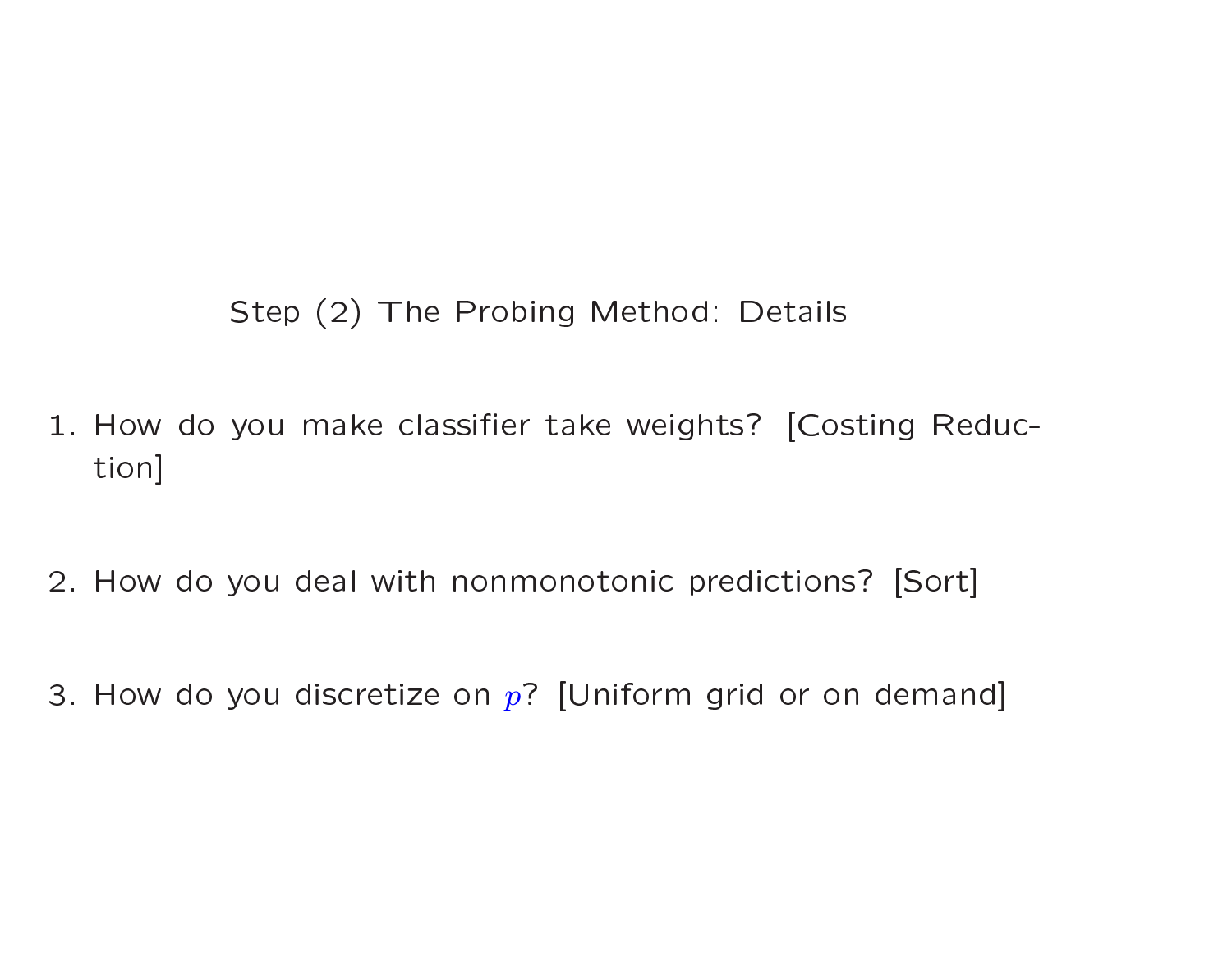## Step (2) The Probing Method: Details

1. How do you make classifier take weights? [Costing Reduction]

2. How do you deal with nonmonotonic predictions? [Sort]

3. How do you discretize on $p$? [Uniform grid or on demand]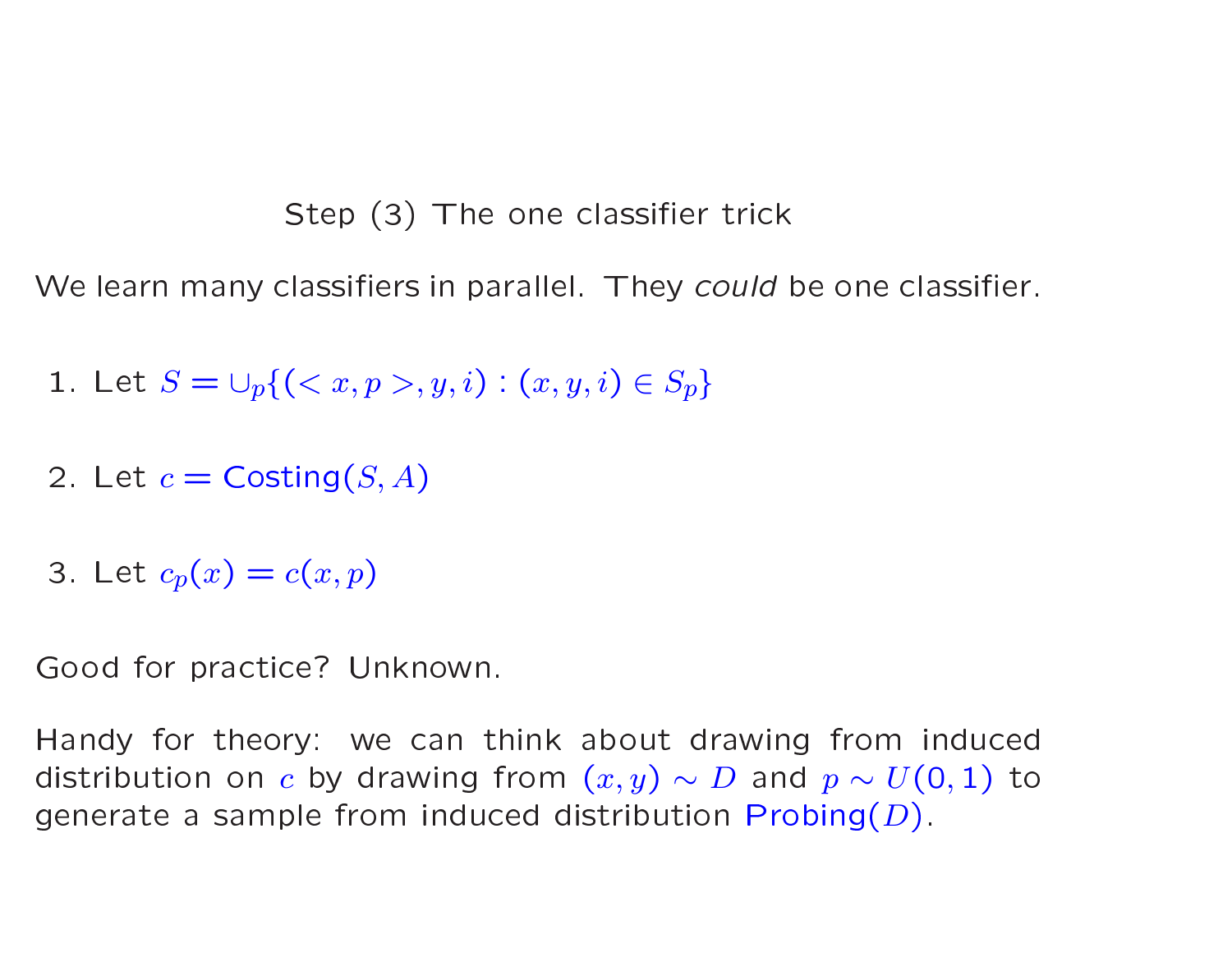## Step (3) The one classifier trick

We learn many classifiers in parallel. They *could* be one classifier.

1. Let $S = \cup_p \{(< x, p >, y, i) : (x, y, i) \in S_p\}$
2. Let $c = \text{Costing}(S, A)$
3. Let $c_p(x) = c(x, p)$

Good for practice? Unknown.

Handy for theory: we can think about drawing from induced distribution on $c$ by drawing from $(x, y) \sim D$ and $p \sim U(0, 1)$ to generate a sample from induced distribution $\text{Probing}(D)$.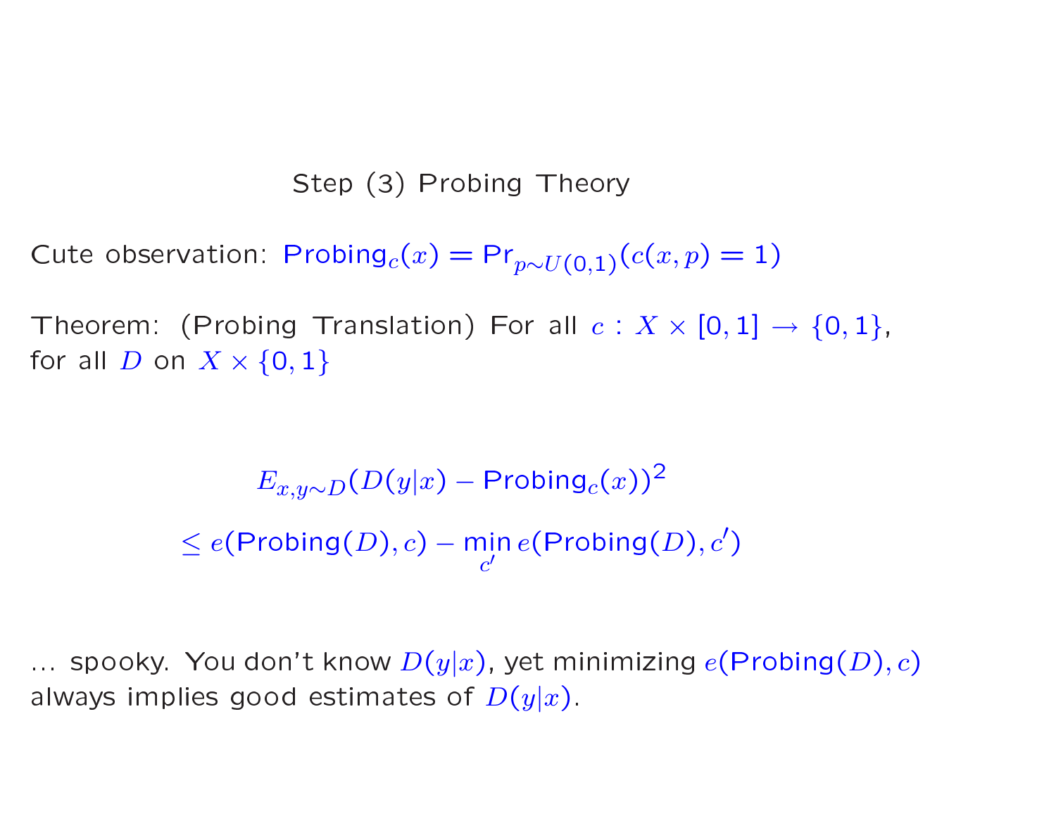## Step (3) Probing Theory

Cute observation: $\text{Probing}_c(x) = \Pr_{p \sim U(0,1)}(c(x,p) = 1)$

Theorem: (Probing Translation) For all $c : X \times [0,1] \to \{0,1\}$, for all $D$ on $X \times \{0,1\}$

$$E_{x,y \sim D}(D(y|x) - \text{Probing}_c(x))^2$$

$$\leq e(\text{Probing}(D), c) - \min_{c'} e(\text{Probing}(D), c')$$

... spooky. You don't know $D(y|x)$, yet minimizing $e(\text{Probing}(D), c)$ always implies good estimates of $D(y|x)$.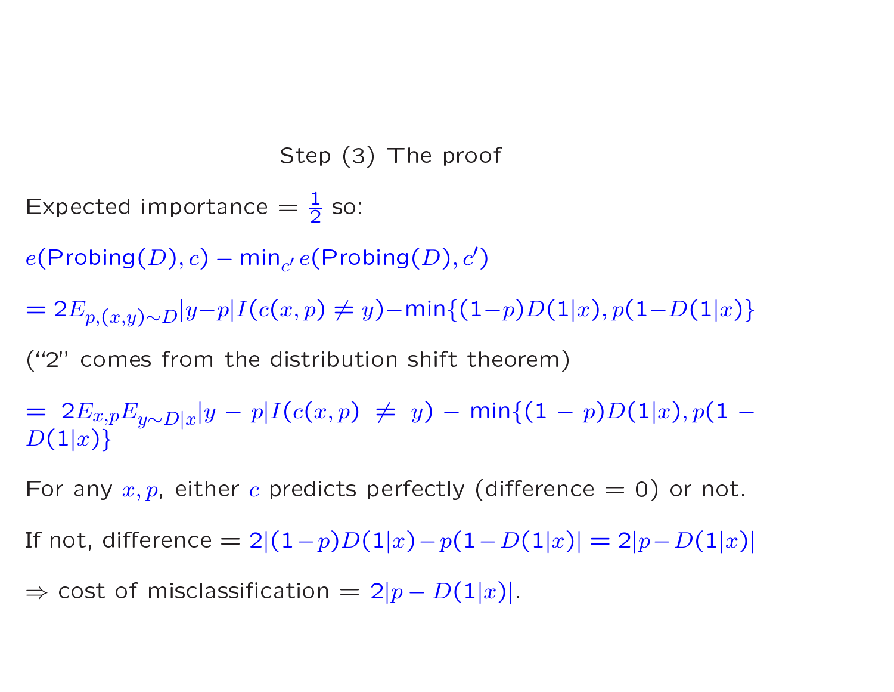## Step (3) The proof

Expected importance = $\frac{1}{2}$ so:

$e(\text{Probing}(D), c) - \min_{c'} e(\text{Probing}(D), c')$

$= 2E_{p,(x,y)\sim D}|y-p|I(c(x,p) \neq y) - \min\{(1-p)D(1|x), p(1-D(1|x)\}$

("2" comes from the distribution shift theorem)

$= 2E_{x,p}E_{y\sim D|x}|y-p|I(c(x,p) \neq y) - \min\{(1-p)D(1|x), p(1-D(1|x)\}$

For any $x, p$, either $c$ predicts perfectly (difference = 0) or not.

If not, difference = $2|(1-p)D(1|x) - p(1-D(1|x)| = 2|p - D(1|x)|$

$\Rightarrow$ cost of misclassification = $2|p - D(1|x)|$.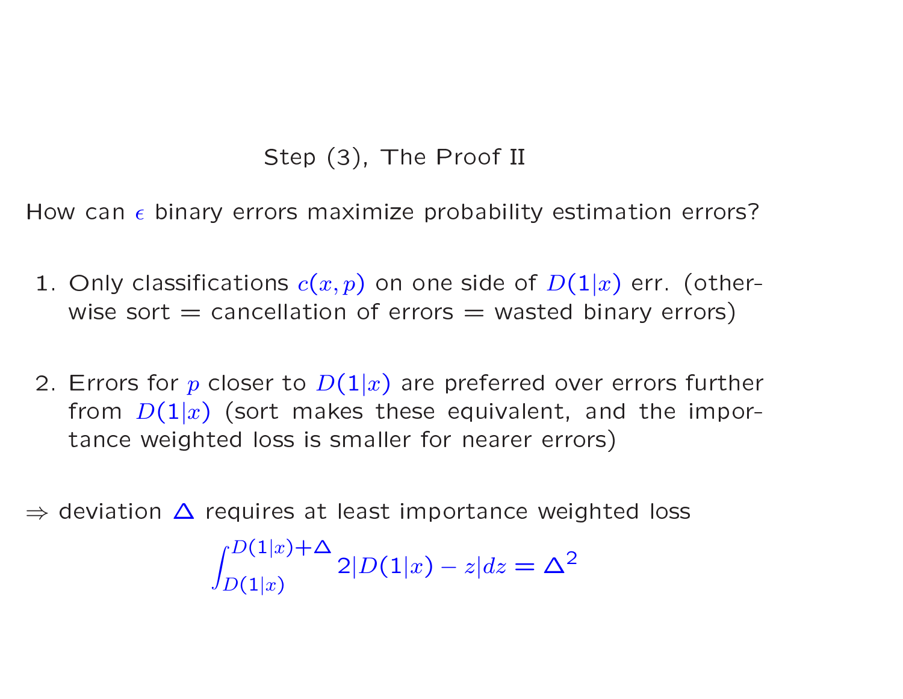## Step (3), The Proof II

How can $\epsilon$ binary errors maximize probability estimation errors?

1. Only classifications $c(x,p)$ on one side of $D(1|x)$ err. (otherwise sort = cancellation of errors = wasted binary errors)

2. Errors for $p$ closer to $D(1|x)$ are preferred over errors further from $D(1|x)$ (sort makes these equivalent, and the importance weighted loss is smaller for nearer errors)

$\Rightarrow$ deviation $\Delta$ requires at least importance weighted loss

$$\int_{D(1|x)}^{D(1|x)+\Delta} 2|D(1|x) - z|dz = \Delta^2$$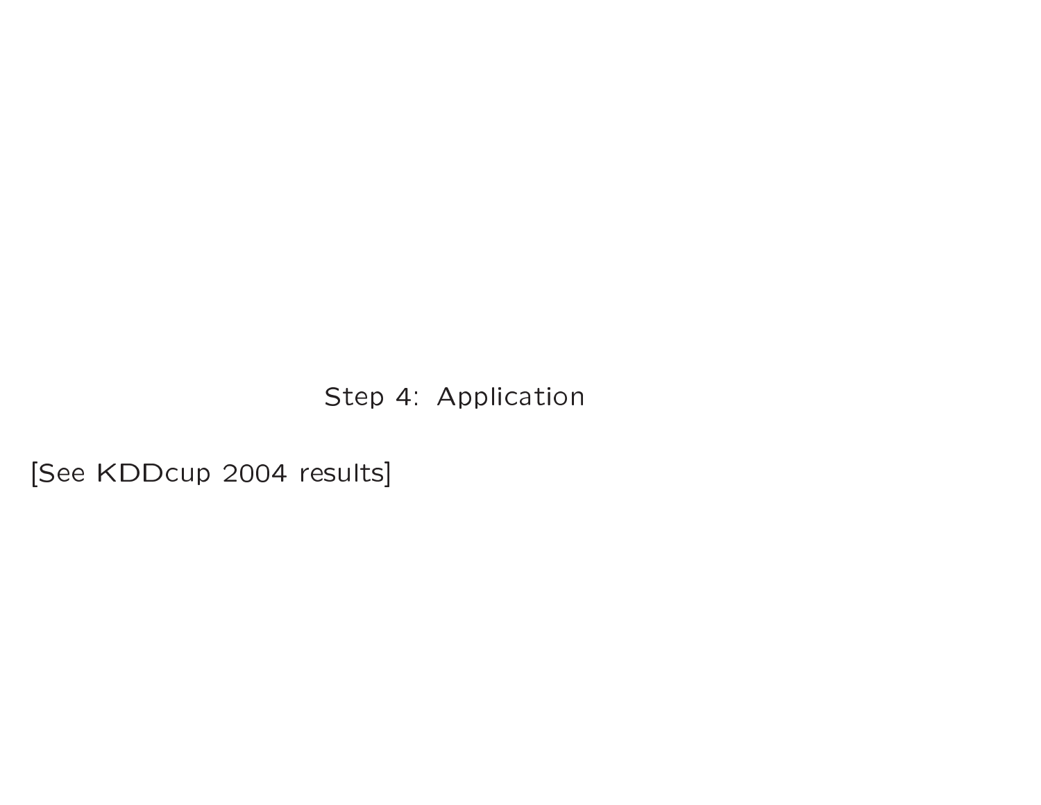## Step 4: Application

[See KDDcup 2004 results]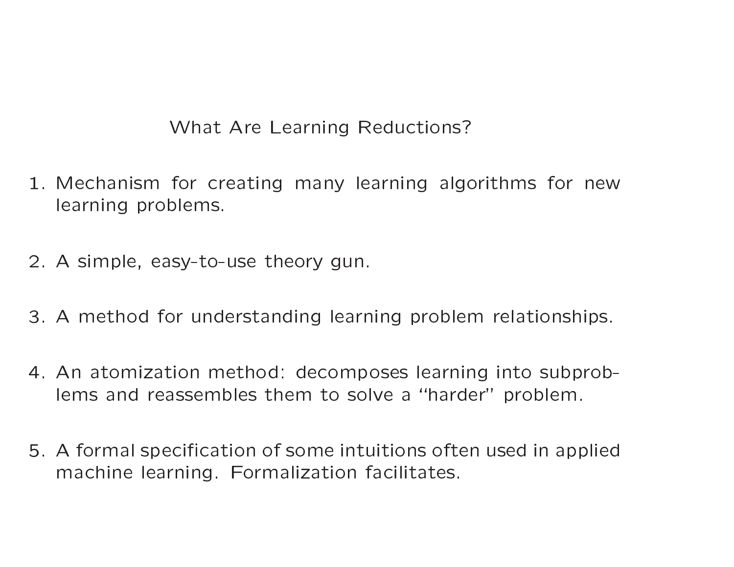# What Are Learning Reductions?

1. Mechanism for creating many learning algorithms for new learning problems.

2. A simple, easy-to-use theory gun.

3. A method for understanding learning problem relationships.

4. An atomization method: decomposes learning into subproblems and reassembles them to solve a "harder" problem.

5. A formal specification of some intuitions often used in applied machine learning. Formalization facilitates.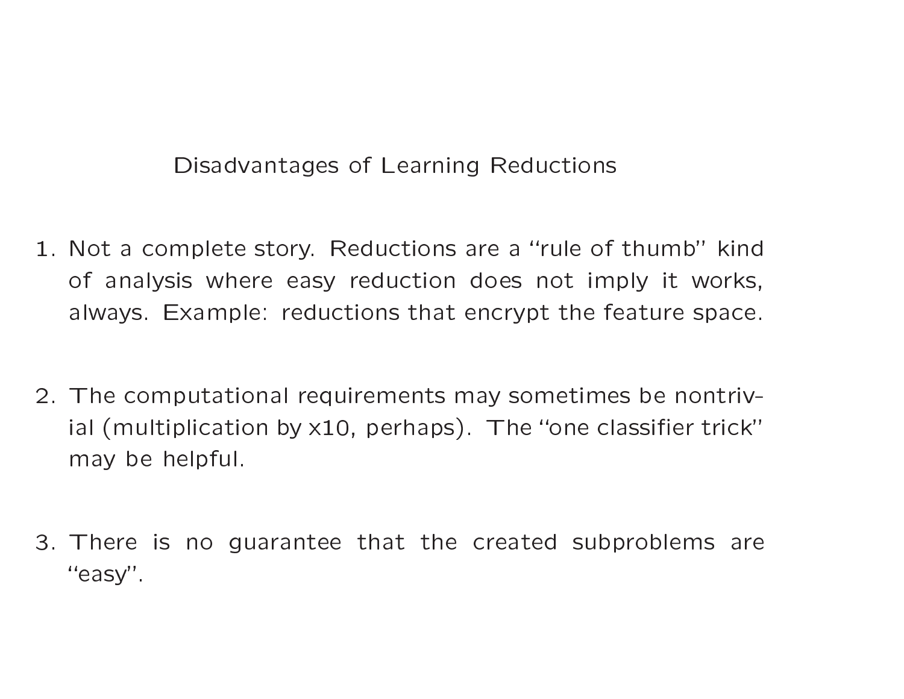## Disadvantages of Learning Reductions

1. Not a complete story. Reductions are a "rule of thumb" kind of analysis where easy reduction does not imply it works, always. Example: reductions that encrypt the feature space.

2. The computational requirements may sometimes be nontrivial (multiplication by x10, perhaps). The "one classifier trick" may be helpful.

3. There is no guarantee that the created subproblems are "easy".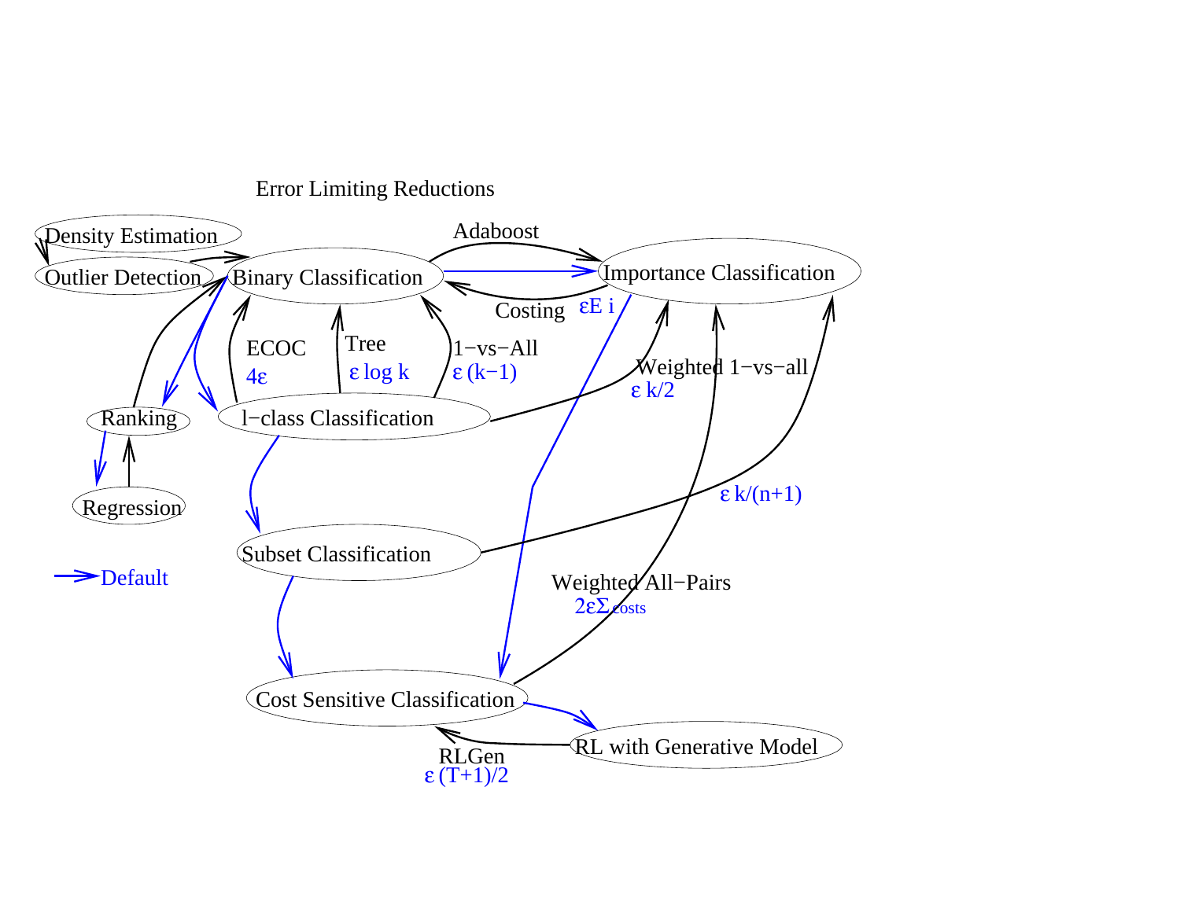Error Limiting Reductions

Density Estimation

Outlier Detection

Binary Classification

Adaboost

Importance Classification

Costing $\epsilon E\ i$

ECOC $4\epsilon$

Tree $\epsilon \log k$

1−vs−All $\epsilon\,(k-1)$

Weighted 1−vs−all $\epsilon\, k/2$

Ranking

l−class Classification

Regression

$\epsilon\, k/(n+1)$

Subset Classification

Default

Weighted All−Pairs $2\epsilon\Sigma_{costs}$

Cost Sensitive Classification

RL with Generative Model

RLGen $\epsilon\,(T+1)/2$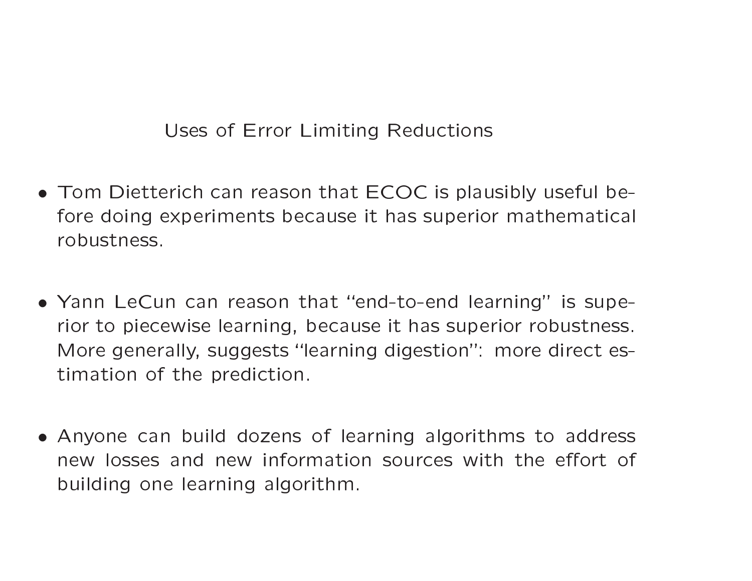## Uses of Error Limiting Reductions

- Tom Dietterich can reason that ECOC is plausibly useful before doing experiments because it has superior mathematical robustness.

- Yann LeCun can reason that "end-to-end learning" is superior to piecewise learning, because it has superior robustness. More generally, suggests "learning digestion": more direct estimation of the prediction.

- Anyone can build dozens of learning algorithms to address new losses and new information sources with the effort of building one learning algorithm.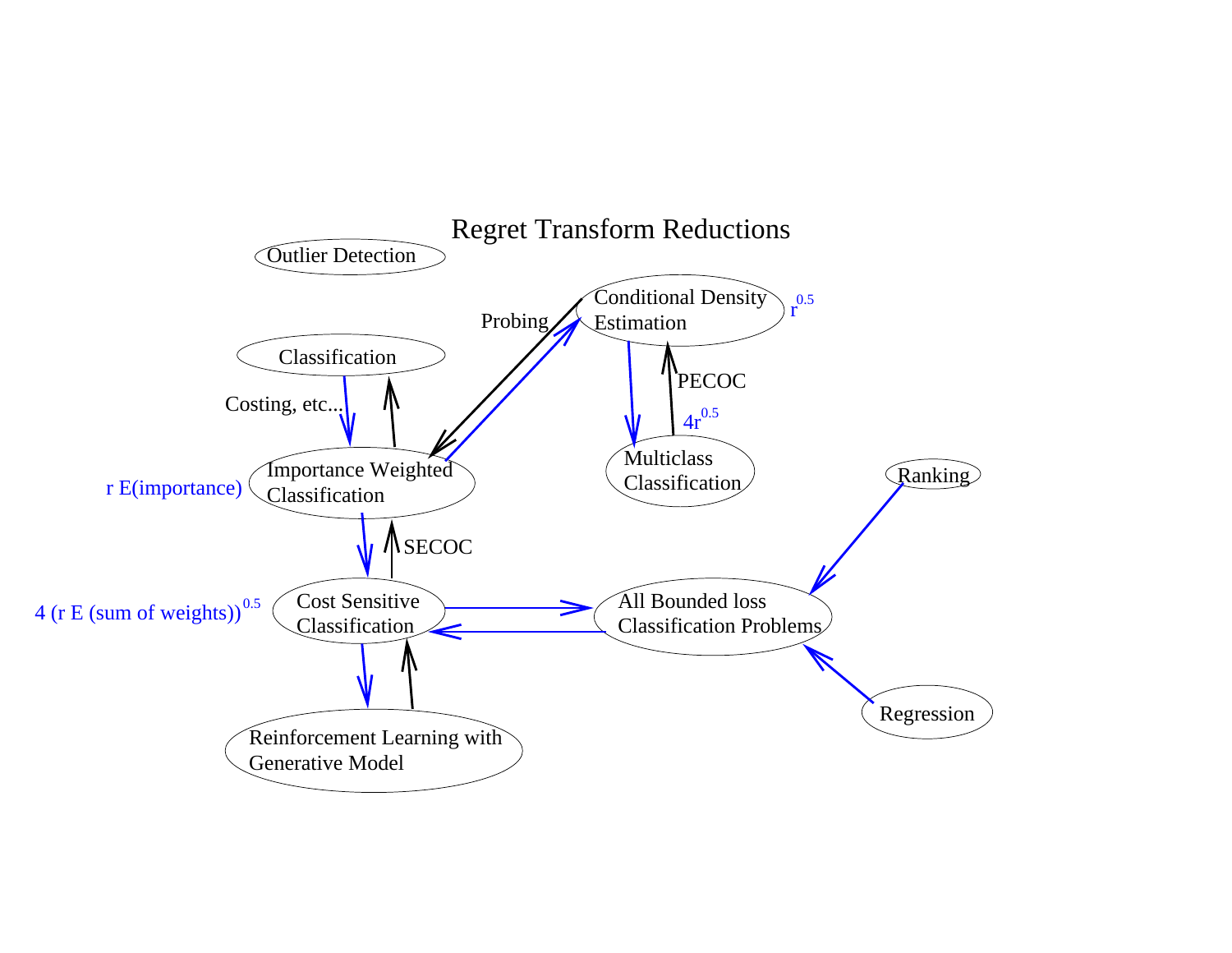# Regret Transform Reductions

Outlier Detection

Conditional Density Estimation $r^{0.5}$

Probing

Classification

Costing, etc...

PECOC

$4r^{0.5}$

Multiclass Classification

Ranking

r E(importance)

Importance Weighted Classification

SECOC

$4\,(r\,E\,(\text{sum of weights}))^{0.5}$

Cost Sensitive Classification

All Bounded loss Classification Problems

Regression

Reinforcement Learning with Generative Model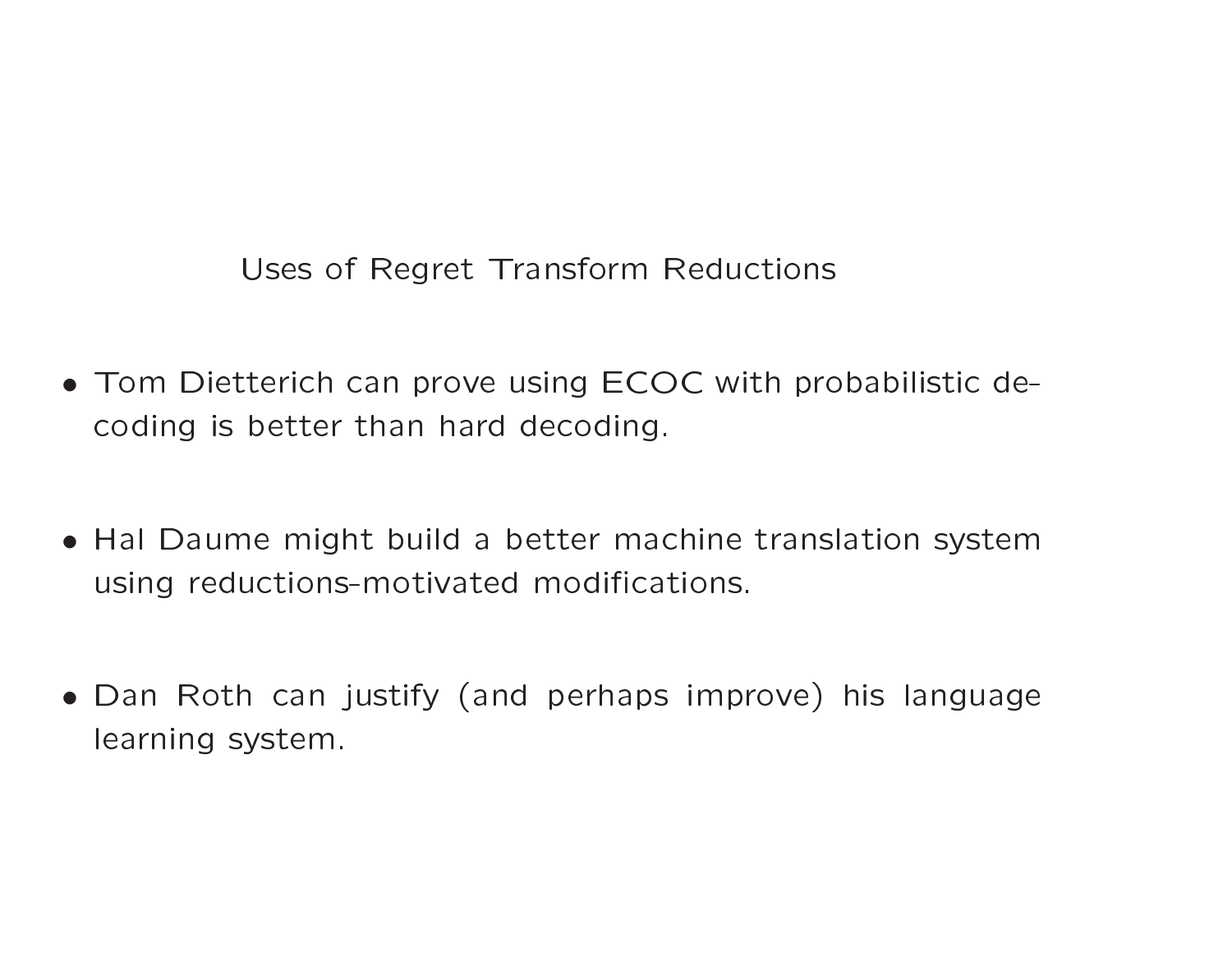# Uses of Regret Transform Reductions

- Tom Dietterich can prove using ECOC with probabilistic decoding is better than hard decoding.

- Hal Daume might build a better machine translation system using reductions-motivated modifications.

- Dan Roth can justify (and perhaps improve) his language learning system.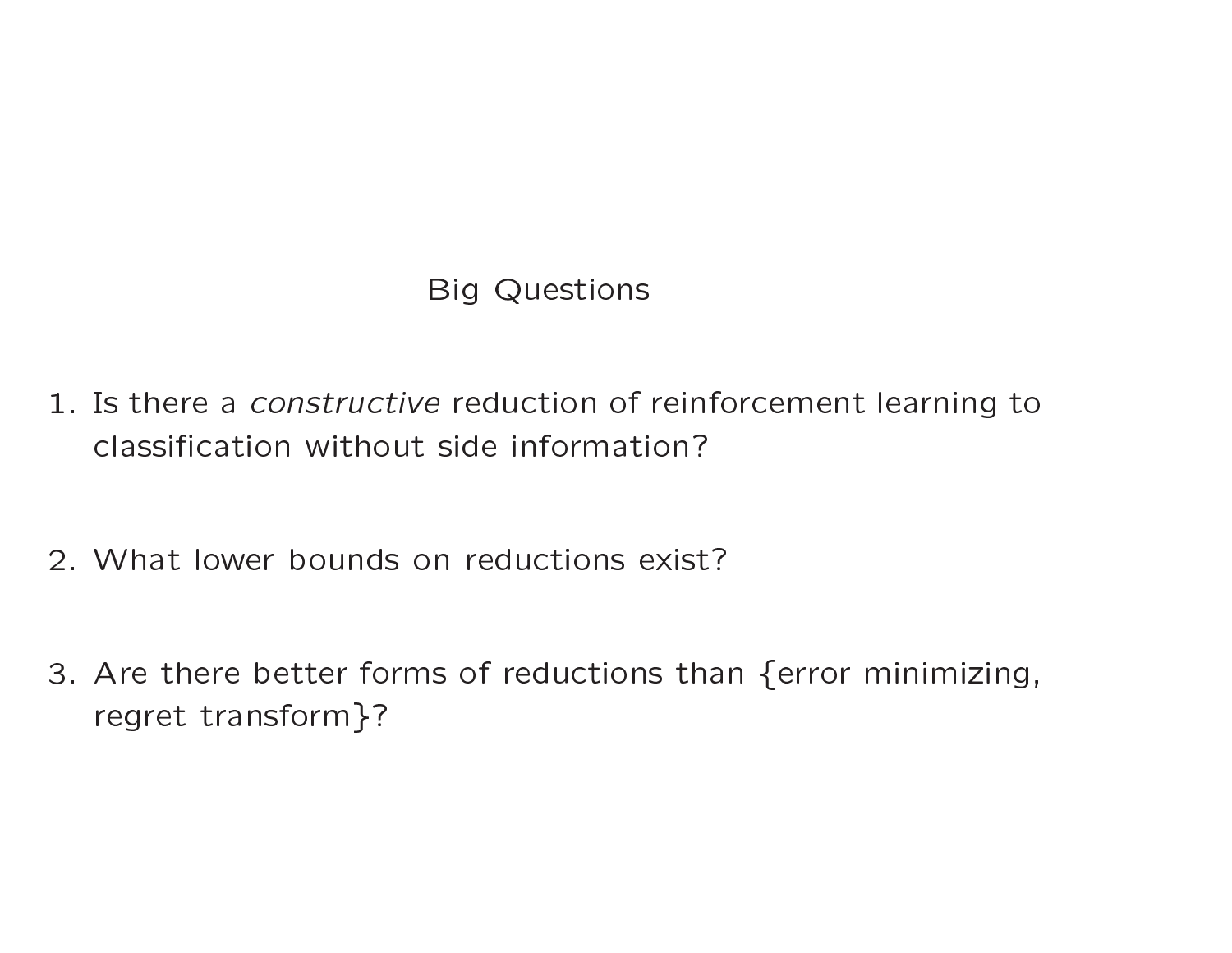## Big Questions

1. Is there a *constructive* reduction of reinforcement learning to classification without side information?

2. What lower bounds on reductions exist?

3. Are there better forms of reductions than {error minimizing, regret transform}?